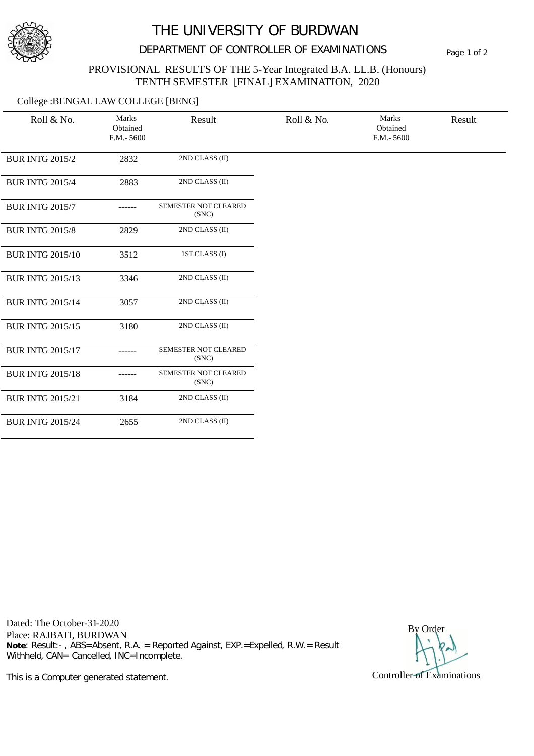# THE UNIVERSITY OF BURDWAN

## DEPARTMENT OF CONTROLLER OF EXAMINATIONS

### PROVISIONAL RESULTS OF THE 5-Year Integrated B.A. LL.B. (Honours) TENTH SEMESTER [FINAL] EXAMINATION, 2020

College :BENGAL LAW COLLEGE [BENG]

| Roll & No. | Marks Obtained F.M.- 5600 | Result |
|---|---|---|
| BUR INTG 2015/2 | 2832 | 2ND CLASS (II) |
| BUR INTG 2015/4 | 2883 | 2ND CLASS (II) |
| BUR INTG 2015/7 | ------ | SEMESTER NOT CLEARED (SNC) |
| BUR INTG 2015/8 | 2829 | 2ND CLASS (II) |
| BUR INTG 2015/10 | 3512 | 1ST CLASS (I) |
| BUR INTG 2015/13 | 3346 | 2ND CLASS (II) |
| BUR INTG 2015/14 | 3057 | 2ND CLASS (II) |
| BUR INTG 2015/15 | 3180 | 2ND CLASS (II) |
| BUR INTG 2015/17 | ------ | SEMESTER NOT CLEARED (SNC) |
| BUR INTG 2015/18 | ------ | SEMESTER NOT CLEARED (SNC) |
| BUR INTG 2015/21 | 3184 | 2ND CLASS (II) |
| BUR INTG 2015/24 | 2655 | 2ND CLASS (II) |

Dated: The October-31-2020
Place: RAJBATI, BURDWAN

**Note**: Result:- , ABS=Absent, R.A. = Reported Against, EXP.=Expelled, R.W.= Result Withheld, CAN= Cancelled, INC=Incomplete.

This is a Computer generated statement.

By Order

Controller of Examinations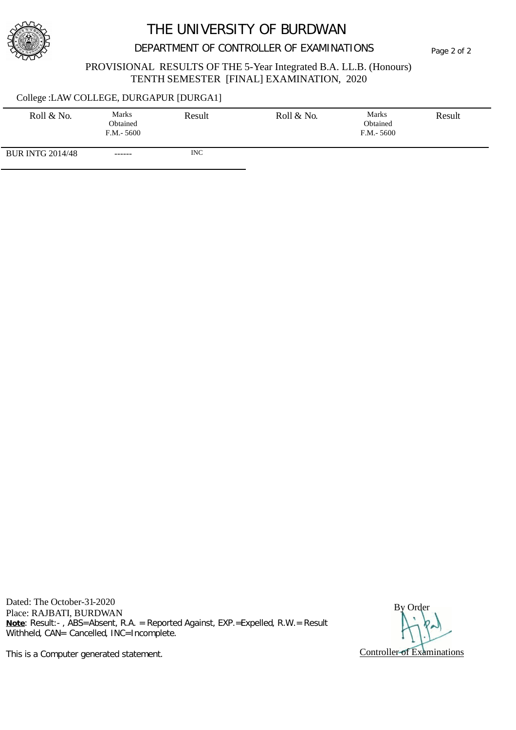# THE UNIVERSITY OF BURDWAN

## DEPARTMENT OF CONTROLLER OF EXAMINATIONS

PROVISIONAL RESULTS OF THE 5-Year Integrated B.A. LL.B. (Honours)
TENTH SEMESTER [FINAL] EXAMINATION, 2020

College :LAW COLLEGE, DURGAPUR [DURGA1]

| Roll & No. | Marks Obtained F.M.- 5600 | Result | Roll & No. | Marks Obtained F.M.- 5600 | Result |
|---|---|---|---|---|---|
| BUR INTG 2014/48 | ------ | INC | | | |

Dated: The October-31-2020
Place: RAJBATI, BURDWAN
**Note**: Result:- , ABS=Absent, R.A. = Reported Against, EXP.=Expelled, R.W.= Result Withheld, CAN= Cancelled, INC=Incomplete.

This is a Computer generated statement.

By Order

Controller of Examinations